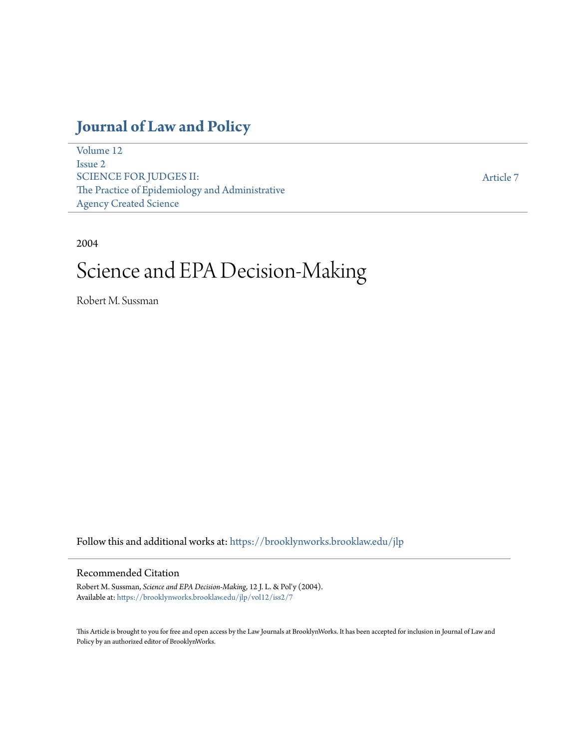# Journal of Law and Policy

Volume 12
Issue 2
SCIENCE FOR JUDGES II:
The Practice of Epidemiology and Administrative Agency Created Science

Article 7

2004

# Science and EPA Decision-Making

Robert M. Sussman

Follow this and additional works at: https://brooklynworks.brooklaw.edu/jlp

## Recommended Citation

Robert M. Sussman, *Science and EPA Decision-Making*, 12 J. L. & Pol'y (2004).
Available at: https://brooklynworks.brooklaw.edu/jlp/vol12/iss2/7

This Article is brought to you for free and open access by the Law Journals at BrooklynWorks. It has been accepted for inclusion in Journal of Law and Policy by an authorized editor of BrooklynWorks.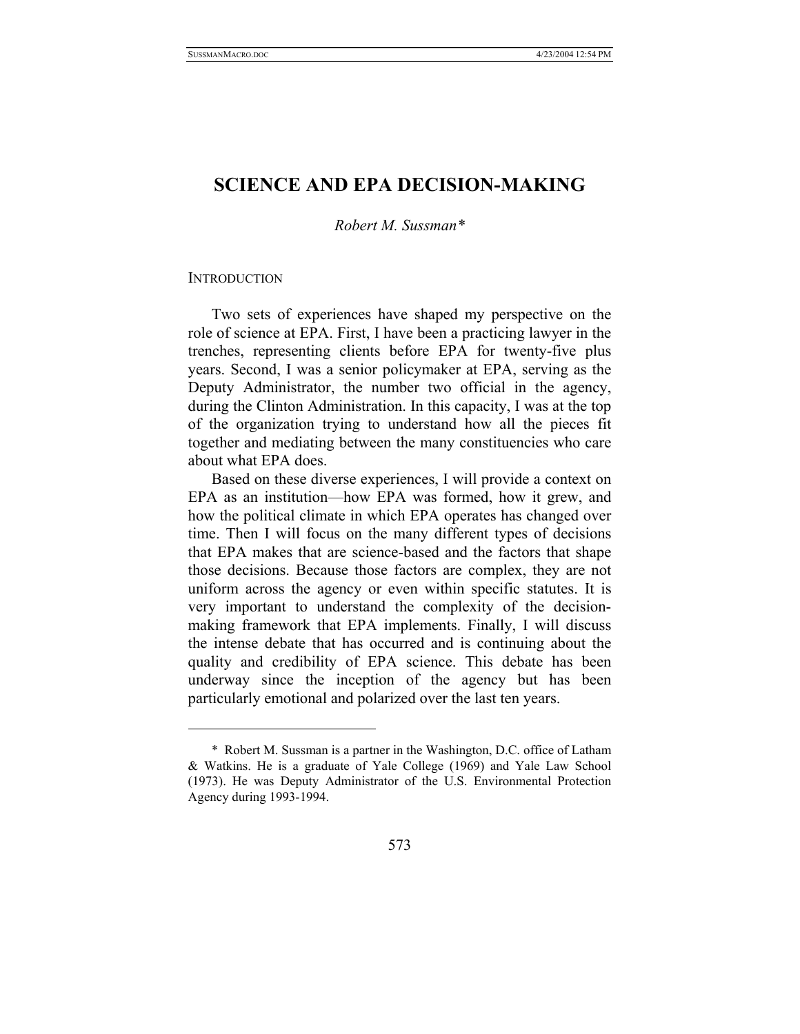# SCIENCE AND EPA DECISION-MAKING

*Robert M. Sussman**

INTRODUCTION

Two sets of experiences have shaped my perspective on the role of science at EPA. First, I have been a practicing lawyer in the trenches, representing clients before EPA for twenty-five plus years. Second, I was a senior policymaker at EPA, serving as the Deputy Administrator, the number two official in the agency, during the Clinton Administration. In this capacity, I was at the top of the organization trying to understand how all the pieces fit together and mediating between the many constituencies who care about what EPA does.

Based on these diverse experiences, I will provide a context on EPA as an institution—how EPA was formed, how it grew, and how the political climate in which EPA operates has changed over time. Then I will focus on the many different types of decisions that EPA makes that are science-based and the factors that shape those decisions. Because those factors are complex, they are not uniform across the agency or even within specific statutes. It is very important to understand the complexity of the decision-making framework that EPA implements. Finally, I will discuss the intense debate that has occurred and is continuing about the quality and credibility of EPA science. This debate has been underway since the inception of the agency but has been particularly emotional and polarized over the last ten years.

\* Robert M. Sussman is a partner in the Washington, D.C. office of Latham & Watkins. He is a graduate of Yale College (1969) and Yale Law School (1973). He was Deputy Administrator of the U.S. Environmental Protection Agency during 1993-1994.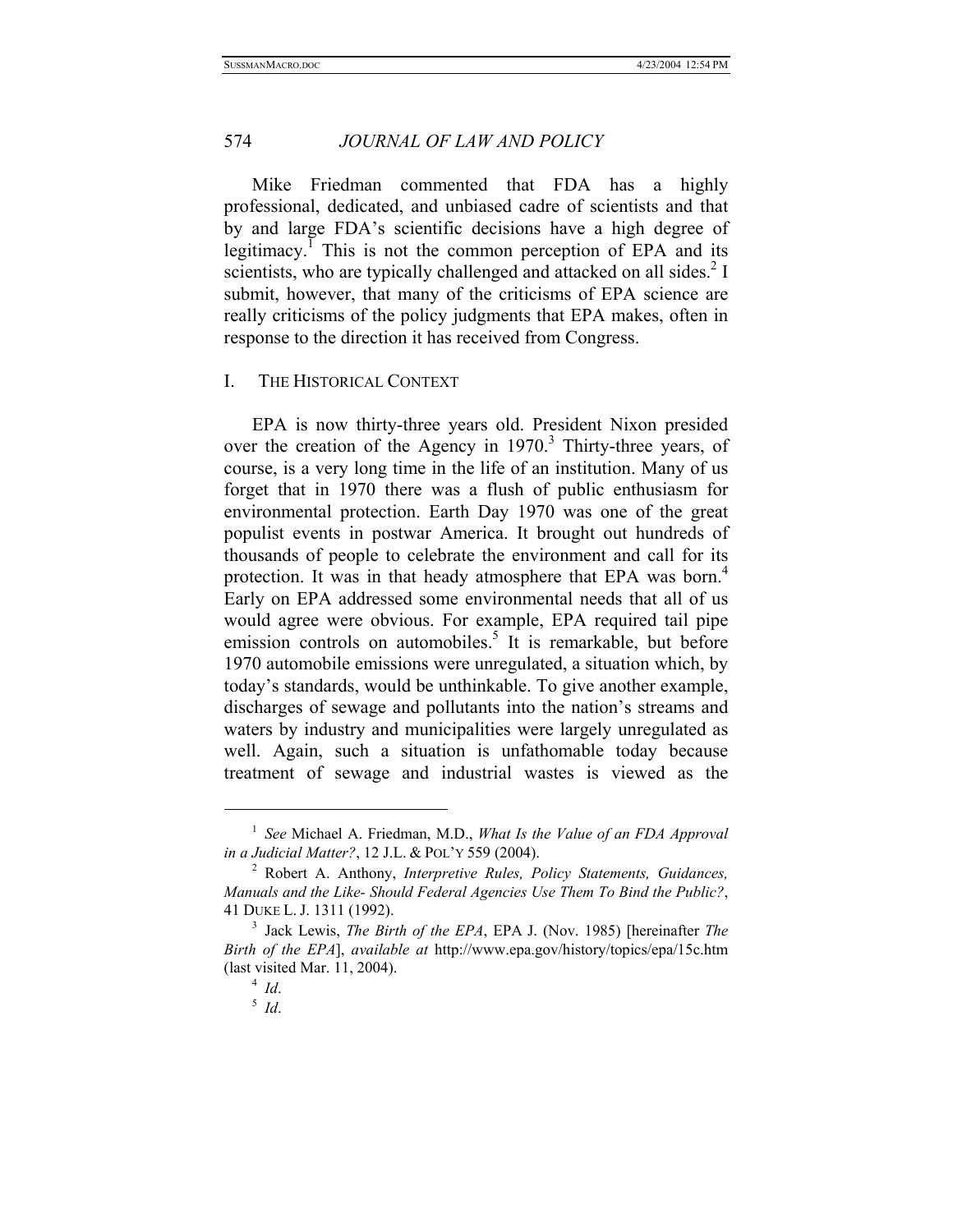Mike Friedman commented that FDA has a highly professional, dedicated, and unbiased cadre of scientists and that by and large FDA's scientific decisions have a high degree of legitimacy.[1] This is not the common perception of EPA and its scientists, who are typically challenged and attacked on all sides.[2] I submit, however, that many of the criticisms of EPA science are really criticisms of the policy judgments that EPA makes, often in response to the direction it has received from Congress.

## I. THE HISTORICAL CONTEXT

EPA is now thirty-three years old. President Nixon presided over the creation of the Agency in 1970.[3] Thirty-three years, of course, is a very long time in the life of an institution. Many of us forget that in 1970 there was a flush of public enthusiasm for environmental protection. Earth Day 1970 was one of the great populist events in postwar America. It brought out hundreds of thousands of people to celebrate the environment and call for its protection. It was in that heady atmosphere that EPA was born.[4] Early on EPA addressed some environmental needs that all of us would agree were obvious. For example, EPA required tail pipe emission controls on automobiles.[5] It is remarkable, but before 1970 automobile emissions were unregulated, a situation which, by today's standards, would be unthinkable. To give another example, discharges of sewage and pollutants into the nation's streams and waters by industry and municipalities were largely unregulated as well. Again, such a situation is unfathomable today because treatment of sewage and industrial wastes is viewed as the

---

[1] *See* Michael A. Friedman, M.D., *What Is the Value of an FDA Approval in a Judicial Matter?*, 12 J.L. & POL'Y 559 (2004).

[2] Robert A. Anthony, *Interpretive Rules, Policy Statements, Guidances, Manuals and the Like- Should Federal Agencies Use Them To Bind the Public?*, 41 DUKE L. J. 1311 (1992).

[3] Jack Lewis, *The Birth of the EPA*, EPA J. (Nov. 1985) [hereinafter *The Birth of the EPA*], *available at* http://www.epa.gov/history/topics/epa/15c.htm (last visited Mar. 11, 2004).

[4] *Id*.

[5] *Id*.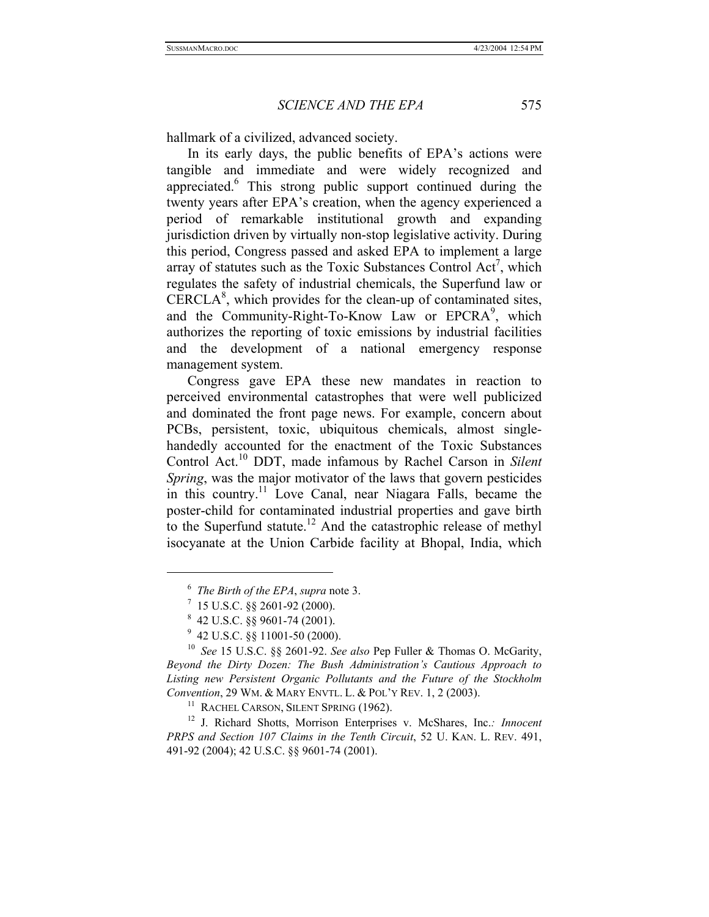hallmark of a civilized, advanced society.

In its early days, the public benefits of EPA's actions were tangible and immediate and were widely recognized and appreciated.[6] This strong public support continued during the twenty years after EPA's creation, when the agency experienced a period of remarkable institutional growth and expanding jurisdiction driven by virtually non-stop legislative activity. During this period, Congress passed and asked EPA to implement a large array of statutes such as the Toxic Substances Control Act[7], which regulates the safety of industrial chemicals, the Superfund law or CERCLA[8], which provides for the clean-up of contaminated sites, and the Community-Right-To-Know Law or EPCRA[9], which authorizes the reporting of toxic emissions by industrial facilities and the development of a national emergency response management system.

Congress gave EPA these new mandates in reaction to perceived environmental catastrophes that were well publicized and dominated the front page news. For example, concern about PCBs, persistent, toxic, ubiquitous chemicals, almost single-handedly accounted for the enactment of the Toxic Substances Control Act.[10] DDT, made infamous by Rachel Carson in *Silent Spring*, was the major motivator of the laws that govern pesticides in this country.[11] Love Canal, near Niagara Falls, became the poster-child for contaminated industrial properties and gave birth to the Superfund statute.[12] And the catastrophic release of methyl isocyanate at the Union Carbide facility at Bhopal, India, which

---

[6] *The Birth of the EPA*, *supra* note 3.

[7] 15 U.S.C. §§ 2601-92 (2000).

[8] 42 U.S.C. §§ 9601-74 (2001).

[9] 42 U.S.C. §§ 11001-50 (2000).

[10] *See* 15 U.S.C. §§ 2601-92. *See also* Pep Fuller & Thomas O. McGarity, *Beyond the Dirty Dozen: The Bush Administration's Cautious Approach to Listing new Persistent Organic Pollutants and the Future of the Stockholm Convention*, 29 WM. & MARY ENVTL. L. & POL'Y REV. 1, 2 (2003).

[11] RACHEL CARSON, SILENT SPRING (1962).

[12] J. Richard Shotts, Morrison Enterprises v. McShares, Inc.*: Innocent PRPS and Section 107 Claims in the Tenth Circuit*, 52 U. KAN. L. REV. 491, 491-92 (2004); 42 U.S.C. §§ 9601-74 (2001).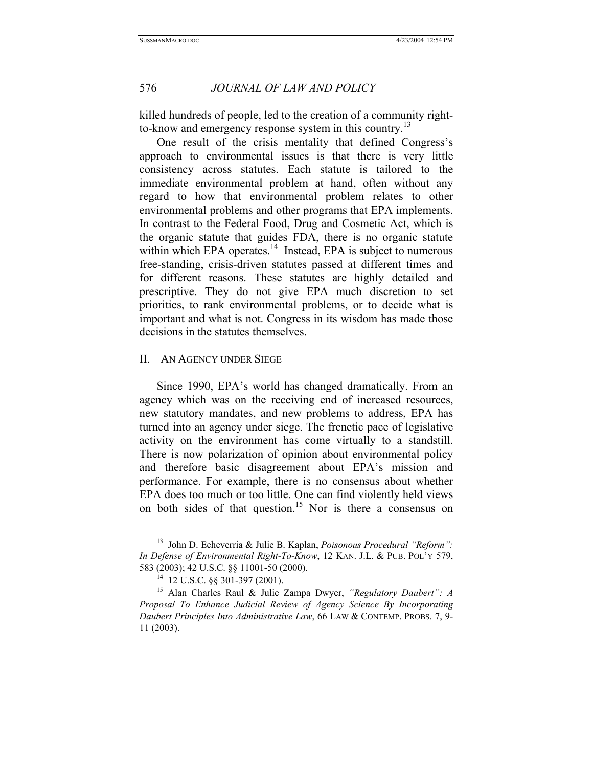killed hundreds of people, led to the creation of a community right-to-know and emergency response system in this country.[13]

One result of the crisis mentality that defined Congress's approach to environmental issues is that there is very little consistency across statutes. Each statute is tailored to the immediate environmental problem at hand, often without any regard to how that environmental problem relates to other environmental problems and other programs that EPA implements. In contrast to the Federal Food, Drug and Cosmetic Act, which is the organic statute that guides FDA, there is no organic statute within which EPA operates.[14] Instead, EPA is subject to numerous free-standing, crisis-driven statutes passed at different times and for different reasons. These statutes are highly detailed and prescriptive. They do not give EPA much discretion to set priorities, to rank environmental problems, or to decide what is important and what is not. Congress in its wisdom has made those decisions in the statutes themselves.

## II. An Agency under Siege

Since 1990, EPA's world has changed dramatically. From an agency which was on the receiving end of increased resources, new statutory mandates, and new problems to address, EPA has turned into an agency under siege. The frenetic pace of legislative activity on the environment has come virtually to a standstill. There is now polarization of opinion about environmental policy and therefore basic disagreement about EPA's mission and performance. For example, there is no consensus about whether EPA does too much or too little. One can find violently held views on both sides of that question.[15] Nor is there a consensus on

---

[13] John D. Echeverria & Julie B. Kaplan, *Poisonous Procedural "Reform": In Defense of Environmental Right-To-Know*, 12 Kan. J.L. & Pub. Pol'y 579, 583 (2003); 42 U.S.C. §§ 11001-50 (2000).

[14] 12 U.S.C. §§ 301-397 (2001).

[15] Alan Charles Raul & Julie Zampa Dwyer, *"Regulatory Daubert": A Proposal To Enhance Judicial Review of Agency Science By Incorporating Daubert Principles Into Administrative Law*, 66 Law & Contemp. Probs. 7, 9-11 (2003).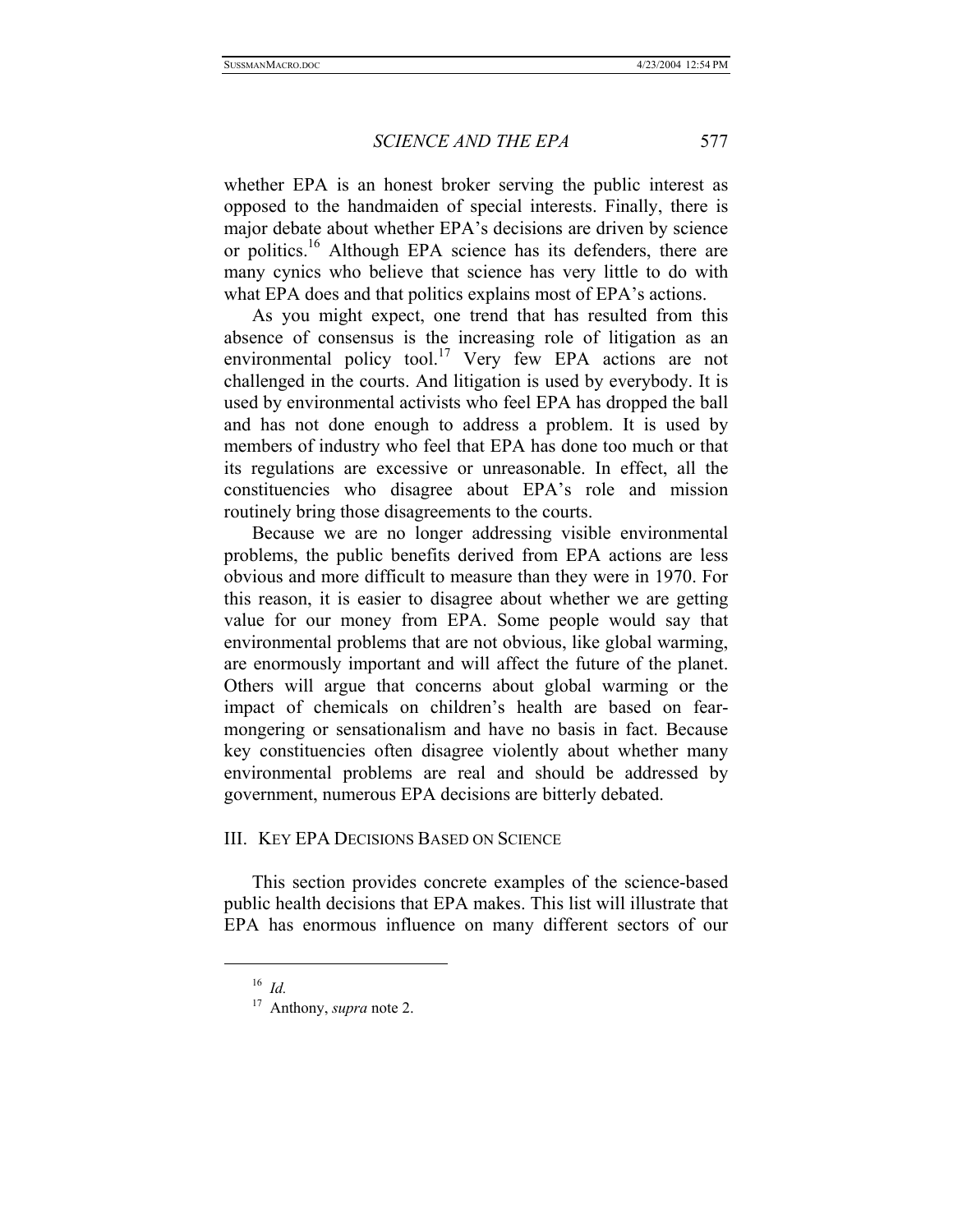whether EPA is an honest broker serving the public interest as opposed to the handmaiden of special interests. Finally, there is major debate about whether EPA's decisions are driven by science or politics.[16] Although EPA science has its defenders, there are many cynics who believe that science has very little to do with what EPA does and that politics explains most of EPA's actions.

As you might expect, one trend that has resulted from this absence of consensus is the increasing role of litigation as an environmental policy tool.[17] Very few EPA actions are not challenged in the courts. And litigation is used by everybody. It is used by environmental activists who feel EPA has dropped the ball and has not done enough to address a problem. It is used by members of industry who feel that EPA has done too much or that its regulations are excessive or unreasonable. In effect, all the constituencies who disagree about EPA's role and mission routinely bring those disagreements to the courts.

Because we are no longer addressing visible environmental problems, the public benefits derived from EPA actions are less obvious and more difficult to measure than they were in 1970. For this reason, it is easier to disagree about whether we are getting value for our money from EPA. Some people would say that environmental problems that are not obvious, like global warming, are enormously important and will affect the future of the planet. Others will argue that concerns about global warming or the impact of chemicals on children's health are based on fear-mongering or sensationalism and have no basis in fact. Because key constituencies often disagree violently about whether many environmental problems are real and should be addressed by government, numerous EPA decisions are bitterly debated.

## III. Key EPA Decisions Based on Science

This section provides concrete examples of the science-based public health decisions that EPA makes. This list will illustrate that EPA has enormous influence on many different sectors of our

---

[16] *Id.*

[17] Anthony, *supra* note 2.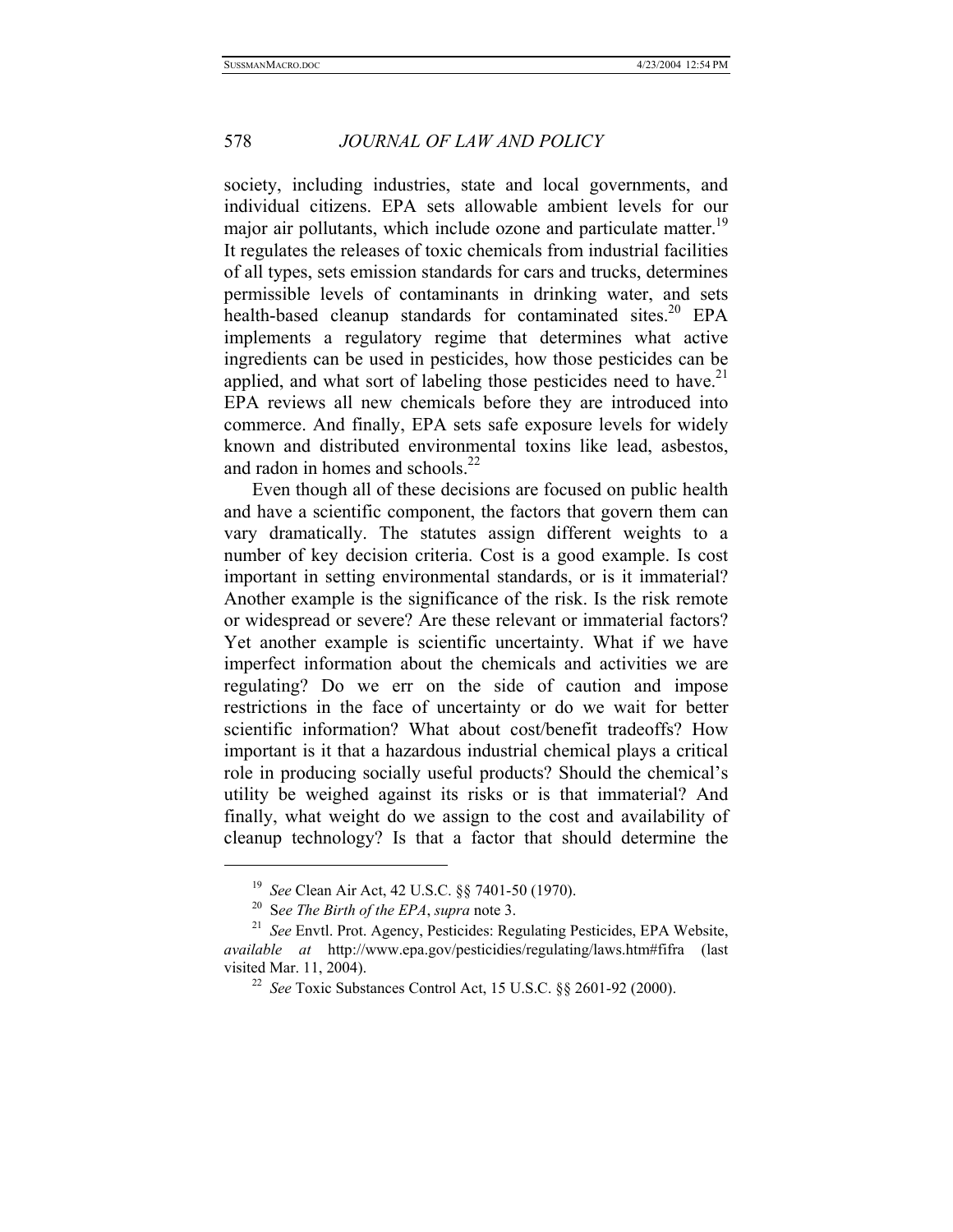society, including industries, state and local governments, and individual citizens. EPA sets allowable ambient levels for our major air pollutants, which include ozone and particulate matter.[19] It regulates the releases of toxic chemicals from industrial facilities of all types, sets emission standards for cars and trucks, determines permissible levels of contaminants in drinking water, and sets health-based cleanup standards for contaminated sites.[20] EPA implements a regulatory regime that determines what active ingredients can be used in pesticides, how those pesticides can be applied, and what sort of labeling those pesticides need to have.[21] EPA reviews all new chemicals before they are introduced into commerce. And finally, EPA sets safe exposure levels for widely known and distributed environmental toxins like lead, asbestos, and radon in homes and schools.[22]

Even though all of these decisions are focused on public health and have a scientific component, the factors that govern them can vary dramatically. The statutes assign different weights to a number of key decision criteria. Cost is a good example. Is cost important in setting environmental standards, or is it immaterial? Another example is the significance of the risk. Is the risk remote or widespread or severe? Are these relevant or immaterial factors? Yet another example is scientific uncertainty. What if we have imperfect information about the chemicals and activities we are regulating? Do we err on the side of caution and impose restrictions in the face of uncertainty or do we wait for better scientific information? What about cost/benefit tradeoffs? How important is it that a hazardous industrial chemical plays a critical role in producing socially useful products? Should the chemical's utility be weighed against its risks or is that immaterial? And finally, what weight do we assign to the cost and availability of cleanup technology? Is that a factor that should determine the

---

[19] *See* Clean Air Act, 42 U.S.C. §§ 7401-50 (1970).

[20] S*ee The Birth of the EPA*, *supra* note 3.

[21] *See* Envtl. Prot. Agency, Pesticides: Regulating Pesticides, EPA Website, *available at* http://www.epa.gov/pesticidies/regulating/laws.htm#fifra (last visited Mar. 11, 2004).

[22] *See* Toxic Substances Control Act, 15 U.S.C. §§ 2601-92 (2000).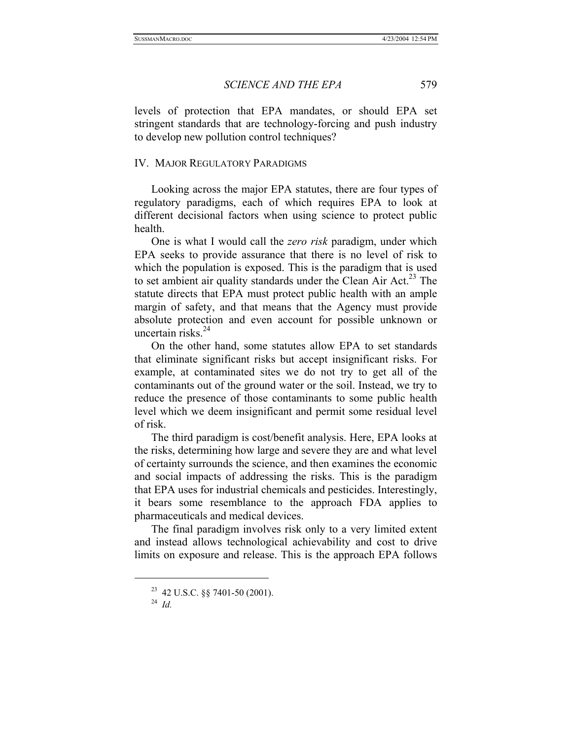levels of protection that EPA mandates, or should EPA set stringent standards that are technology-forcing and push industry to develop new pollution control techniques?

## IV. Major Regulatory Paradigms

Looking across the major EPA statutes, there are four types of regulatory paradigms, each of which requires EPA to look at different decisional factors when using science to protect public health.

One is what I would call the *zero risk* paradigm, under which EPA seeks to provide assurance that there is no level of risk to which the population is exposed. This is the paradigm that is used to set ambient air quality standards under the Clean Air Act.[23] The statute directs that EPA must protect public health with an ample margin of safety, and that means that the Agency must provide absolute protection and even account for possible unknown or uncertain risks.[24]

On the other hand, some statutes allow EPA to set standards that eliminate significant risks but accept insignificant risks. For example, at contaminated sites we do not try to get all of the contaminants out of the ground water or the soil. Instead, we try to reduce the presence of those contaminants to some public health level which we deem insignificant and permit some residual level of risk.

The third paradigm is cost/benefit analysis. Here, EPA looks at the risks, determining how large and severe they are and what level of certainty surrounds the science, and then examines the economic and social impacts of addressing the risks. This is the paradigm that EPA uses for industrial chemicals and pesticides. Interestingly, it bears some resemblance to the approach FDA applies to pharmaceuticals and medical devices.

The final paradigm involves risk only to a very limited extent and instead allows technological achievability and cost to drive limits on exposure and release. This is the approach EPA follows

[23] 42 U.S.C. §§ 7401-50 (2001).

[24] *Id.*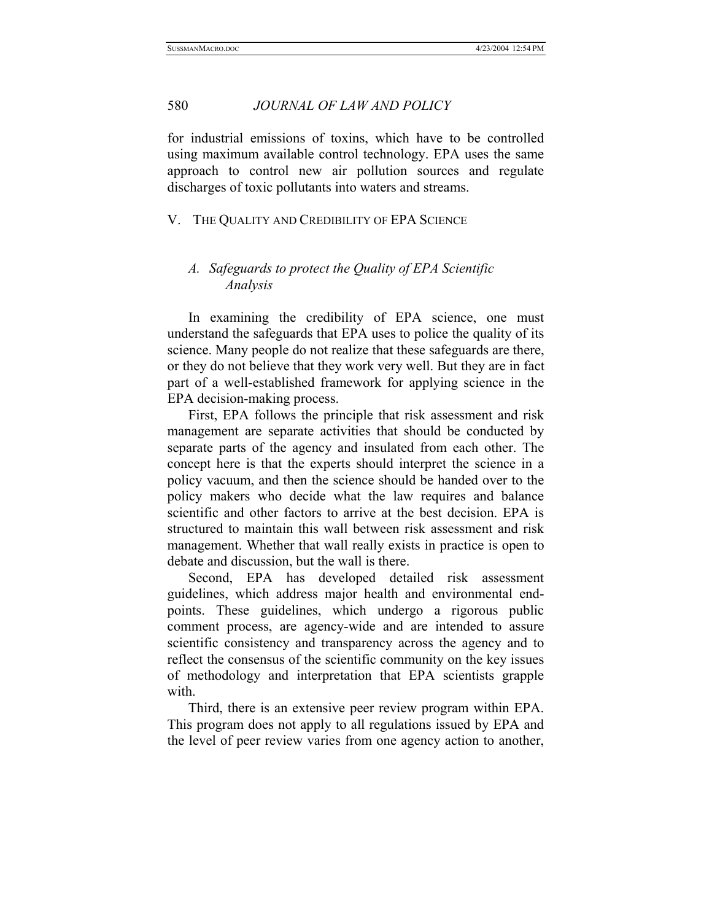for industrial emissions of toxins, which have to be controlled using maximum available control technology. EPA uses the same approach to control new air pollution sources and regulate discharges of toxic pollutants into waters and streams.

## V. The Quality and Credibility of EPA Science

### *A. Safeguards to protect the Quality of EPA Scientific Analysis*

In examining the credibility of EPA science, one must understand the safeguards that EPA uses to police the quality of its science. Many people do not realize that these safeguards are there, or they do not believe that they work very well. But they are in fact part of a well-established framework for applying science in the EPA decision-making process.

First, EPA follows the principle that risk assessment and risk management are separate activities that should be conducted by separate parts of the agency and insulated from each other. The concept here is that the experts should interpret the science in a policy vacuum, and then the science should be handed over to the policy makers who decide what the law requires and balance scientific and other factors to arrive at the best decision. EPA is structured to maintain this wall between risk assessment and risk management. Whether that wall really exists in practice is open to debate and discussion, but the wall is there.

Second, EPA has developed detailed risk assessment guidelines, which address major health and environmental end-points. These guidelines, which undergo a rigorous public comment process, are agency-wide and are intended to assure scientific consistency and transparency across the agency and to reflect the consensus of the scientific community on the key issues of methodology and interpretation that EPA scientists grapple with.

Third, there is an extensive peer review program within EPA. This program does not apply to all regulations issued by EPA and the level of peer review varies from one agency action to another,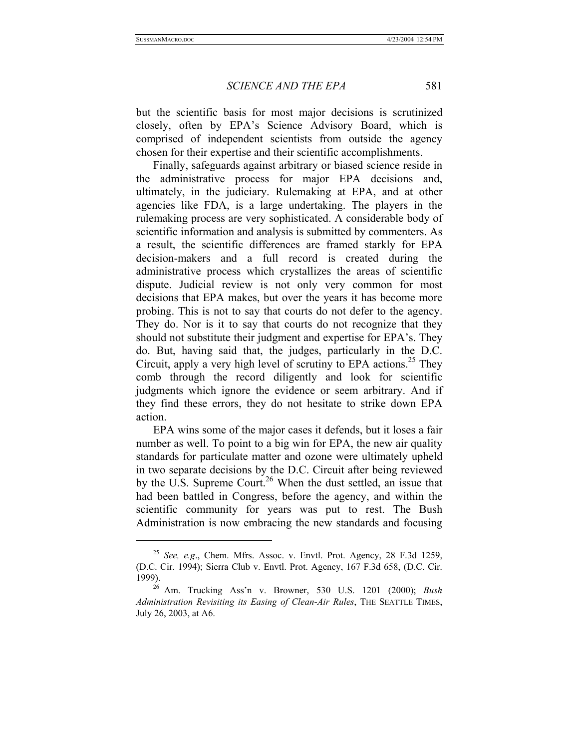but the scientific basis for most major decisions is scrutinized closely, often by EPA's Science Advisory Board, which is comprised of independent scientists from outside the agency chosen for their expertise and their scientific accomplishments.

Finally, safeguards against arbitrary or biased science reside in the administrative process for major EPA decisions and, ultimately, in the judiciary. Rulemaking at EPA, and at other agencies like FDA, is a large undertaking. The players in the rulemaking process are very sophisticated. A considerable body of scientific information and analysis is submitted by commenters. As a result, the scientific differences are framed starkly for EPA decision-makers and a full record is created during the administrative process which crystallizes the areas of scientific dispute. Judicial review is not only very common for most decisions that EPA makes, but over the years it has become more probing. This is not to say that courts do not defer to the agency. They do. Nor is it to say that courts do not recognize that they should not substitute their judgment and expertise for EPA's. They do. But, having said that, the judges, particularly in the D.C. Circuit, apply a very high level of scrutiny to EPA actions.[25] They comb through the record diligently and look for scientific judgments which ignore the evidence or seem arbitrary. And if they find these errors, they do not hesitate to strike down EPA action.

EPA wins some of the major cases it defends, but it loses a fair number as well. To point to a big win for EPA, the new air quality standards for particulate matter and ozone were ultimately upheld in two separate decisions by the D.C. Circuit after being reviewed by the U.S. Supreme Court.[26] When the dust settled, an issue that had been battled in Congress, before the agency, and within the scientific community for years was put to rest. The Bush Administration is now embracing the new standards and focusing

---

[25] *See, e.g*., Chem. Mfrs. Assoc. v. Envtl. Prot. Agency, 28 F.3d 1259, (D.C. Cir. 1994); Sierra Club v. Envtl. Prot. Agency, 167 F.3d 658, (D.C. Cir. 1999).

[26] Am. Trucking Ass'n v. Browner, 530 U.S. 1201 (2000); *Bush Administration Revisiting its Easing of Clean-Air Rules*, THE SEATTLE TIMES, July 26, 2003, at A6.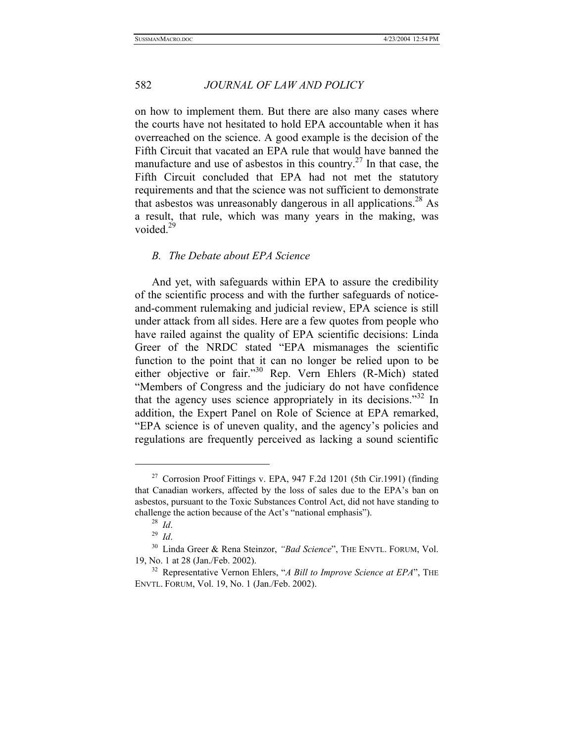on how to implement them. But there are also many cases where the courts have not hesitated to hold EPA accountable when it has overreached on the science. A good example is the decision of the Fifth Circuit that vacated an EPA rule that would have banned the manufacture and use of asbestos in this country.[27] In that case, the Fifth Circuit concluded that EPA had not met the statutory requirements and that the science was not sufficient to demonstrate that asbestos was unreasonably dangerous in all applications.[28] As a result, that rule, which was many years in the making, was voided.[29]

### *B. The Debate about EPA Science*

And yet, with safeguards within EPA to assure the credibility of the scientific process and with the further safeguards of notice-and-comment rulemaking and judicial review, EPA science is still under attack from all sides. Here are a few quotes from people who have railed against the quality of EPA scientific decisions: Linda Greer of the NRDC stated "EPA mismanages the scientific function to the point that it can no longer be relied upon to be either objective or fair."[30] Rep. Vern Ehlers (R-Mich) stated "Members of Congress and the judiciary do not have confidence that the agency uses science appropriately in its decisions."[32] In addition, the Expert Panel on Role of Science at EPA remarked, "EPA science is of uneven quality, and the agency's policies and regulations are frequently perceived as lacking a sound scientific

---

[27] Corrosion Proof Fittings v. EPA, 947 F.2d 1201 (5th Cir.1991) (finding that Canadian workers, affected by the loss of sales due to the EPA's ban on asbestos, pursuant to the Toxic Substances Control Act, did not have standing to challenge the action because of the Act's "national emphasis").

[28] *Id*.

[29] *Id*.

[30] Linda Greer & Rena Steinzor, *"Bad Science"*, THE ENVTL. FORUM, Vol. 19, No. 1 at 28 (Jan./Feb. 2002).

[32] Representative Vernon Ehlers, "*A Bill to Improve Science at EPA*", THE ENVTL. FORUM, Vol. 19, No. 1 (Jan./Feb. 2002).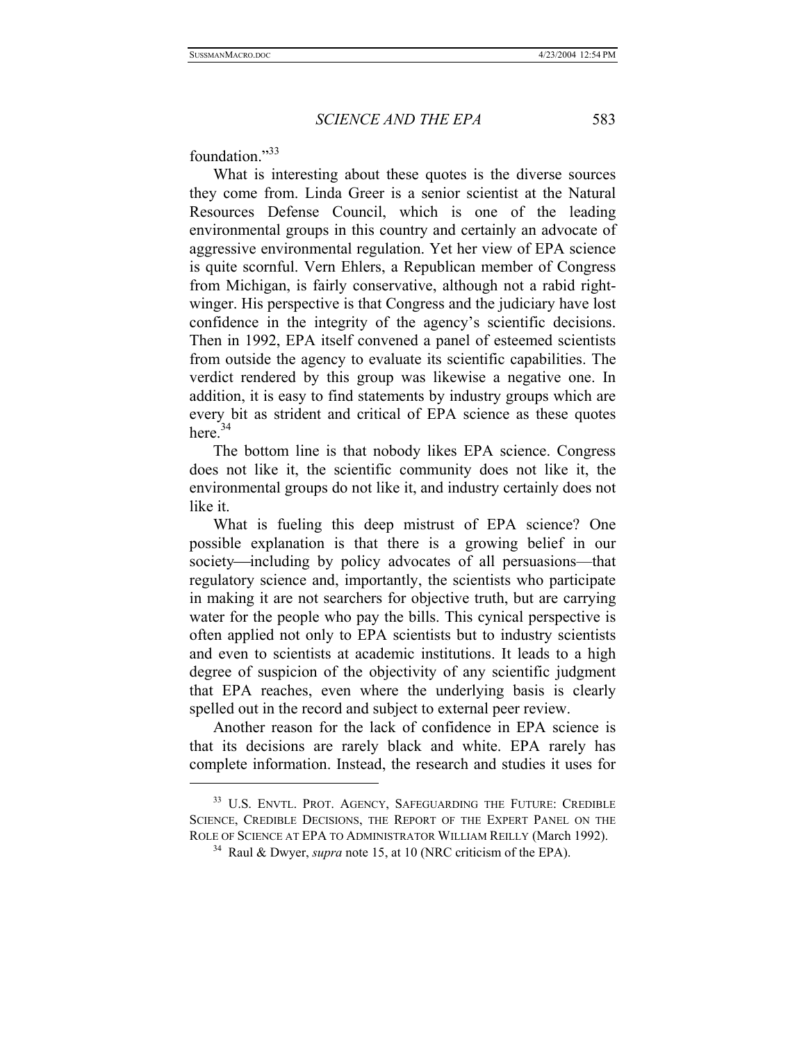foundation."[33]

What is interesting about these quotes is the diverse sources they come from. Linda Greer is a senior scientist at the Natural Resources Defense Council, which is one of the leading environmental groups in this country and certainly an advocate of aggressive environmental regulation. Yet her view of EPA science is quite scornful. Vern Ehlers, a Republican member of Congress from Michigan, is fairly conservative, although not a rabid right-winger. His perspective is that Congress and the judiciary have lost confidence in the integrity of the agency's scientific decisions. Then in 1992, EPA itself convened a panel of esteemed scientists from outside the agency to evaluate its scientific capabilities. The verdict rendered by this group was likewise a negative one. In addition, it is easy to find statements by industry groups which are every bit as strident and critical of EPA science as these quotes here.[34]

The bottom line is that nobody likes EPA science. Congress does not like it, the scientific community does not like it, the environmental groups do not like it, and industry certainly does not like it.

What is fueling this deep mistrust of EPA science? One possible explanation is that there is a growing belief in our society—including by policy advocates of all persuasions—that regulatory science and, importantly, the scientists who participate in making it are not searchers for objective truth, but are carrying water for the people who pay the bills. This cynical perspective is often applied not only to EPA scientists but to industry scientists and even to scientists at academic institutions. It leads to a high degree of suspicion of the objectivity of any scientific judgment that EPA reaches, even where the underlying basis is clearly spelled out in the record and subject to external peer review.

Another reason for the lack of confidence in EPA science is that its decisions are rarely black and white. EPA rarely has complete information. Instead, the research and studies it uses for

---

[33] U.S. ENVTL. PROT. AGENCY, SAFEGUARDING THE FUTURE: CREDIBLE SCIENCE, CREDIBLE DECISIONS, THE REPORT OF THE EXPERT PANEL ON THE ROLE OF SCIENCE AT EPA TO ADMINISTRATOR WILLIAM REILLY (March 1992).

[34] Raul & Dwyer, *supra* note 15, at 10 (NRC criticism of the EPA).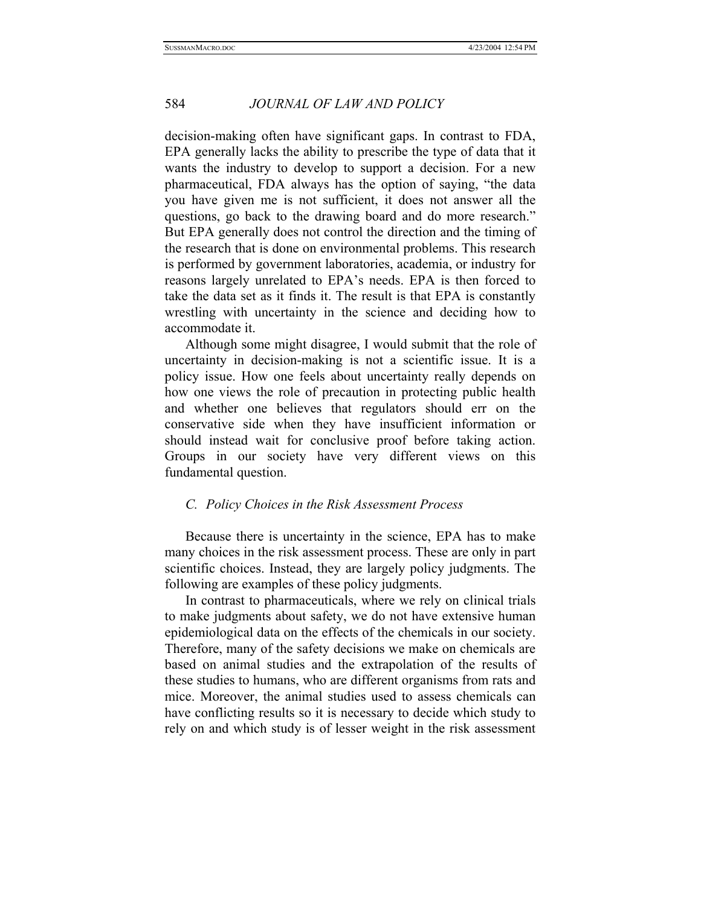decision-making often have significant gaps. In contrast to FDA, EPA generally lacks the ability to prescribe the type of data that it wants the industry to develop to support a decision. For a new pharmaceutical, FDA always has the option of saying, "the data you have given me is not sufficient, it does not answer all the questions, go back to the drawing board and do more research." But EPA generally does not control the direction and the timing of the research that is done on environmental problems. This research is performed by government laboratories, academia, or industry for reasons largely unrelated to EPA's needs. EPA is then forced to take the data set as it finds it. The result is that EPA is constantly wrestling with uncertainty in the science and deciding how to accommodate it.

Although some might disagree, I would submit that the role of uncertainty in decision-making is not a scientific issue. It is a policy issue. How one feels about uncertainty really depends on how one views the role of precaution in protecting public health and whether one believes that regulators should err on the conservative side when they have insufficient information or should instead wait for conclusive proof before taking action. Groups in our society have very different views on this fundamental question.

### *C. Policy Choices in the Risk Assessment Process*

Because there is uncertainty in the science, EPA has to make many choices in the risk assessment process. These are only in part scientific choices. Instead, they are largely policy judgments. The following are examples of these policy judgments.

In contrast to pharmaceuticals, where we rely on clinical trials to make judgments about safety, we do not have extensive human epidemiological data on the effects of the chemicals in our society. Therefore, many of the safety decisions we make on chemicals are based on animal studies and the extrapolation of the results of these studies to humans, who are different organisms from rats and mice. Moreover, the animal studies used to assess chemicals can have conflicting results so it is necessary to decide which study to rely on and which study is of lesser weight in the risk assessment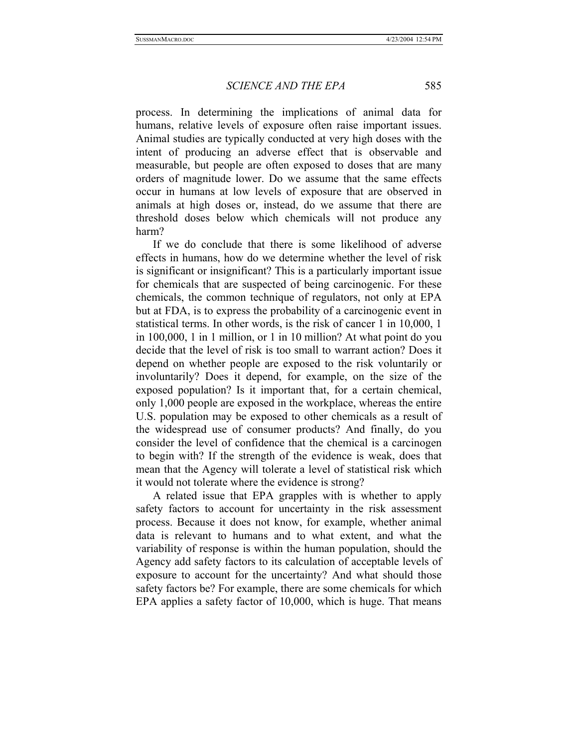process. In determining the implications of animal data for humans, relative levels of exposure often raise important issues. Animal studies are typically conducted at very high doses with the intent of producing an adverse effect that is observable and measurable, but people are often exposed to doses that are many orders of magnitude lower. Do we assume that the same effects occur in humans at low levels of exposure that are observed in animals at high doses or, instead, do we assume that there are threshold doses below which chemicals will not produce any harm?

If we do conclude that there is some likelihood of adverse effects in humans, how do we determine whether the level of risk is significant or insignificant? This is a particularly important issue for chemicals that are suspected of being carcinogenic. For these chemicals, the common technique of regulators, not only at EPA but at FDA, is to express the probability of a carcinogenic event in statistical terms. In other words, is the risk of cancer 1 in 10,000, 1 in 100,000, 1 in 1 million, or 1 in 10 million? At what point do you decide that the level of risk is too small to warrant action? Does it depend on whether people are exposed to the risk voluntarily or involuntarily? Does it depend, for example, on the size of the exposed population? Is it important that, for a certain chemical, only 1,000 people are exposed in the workplace, whereas the entire U.S. population may be exposed to other chemicals as a result of the widespread use of consumer products? And finally, do you consider the level of confidence that the chemical is a carcinogen to begin with? If the strength of the evidence is weak, does that mean that the Agency will tolerate a level of statistical risk which it would not tolerate where the evidence is strong?

A related issue that EPA grapples with is whether to apply safety factors to account for uncertainty in the risk assessment process. Because it does not know, for example, whether animal data is relevant to humans and to what extent, and what the variability of response is within the human population, should the Agency add safety factors to its calculation of acceptable levels of exposure to account for the uncertainty? And what should those safety factors be? For example, there are some chemicals for which EPA applies a safety factor of 10,000, which is huge. That means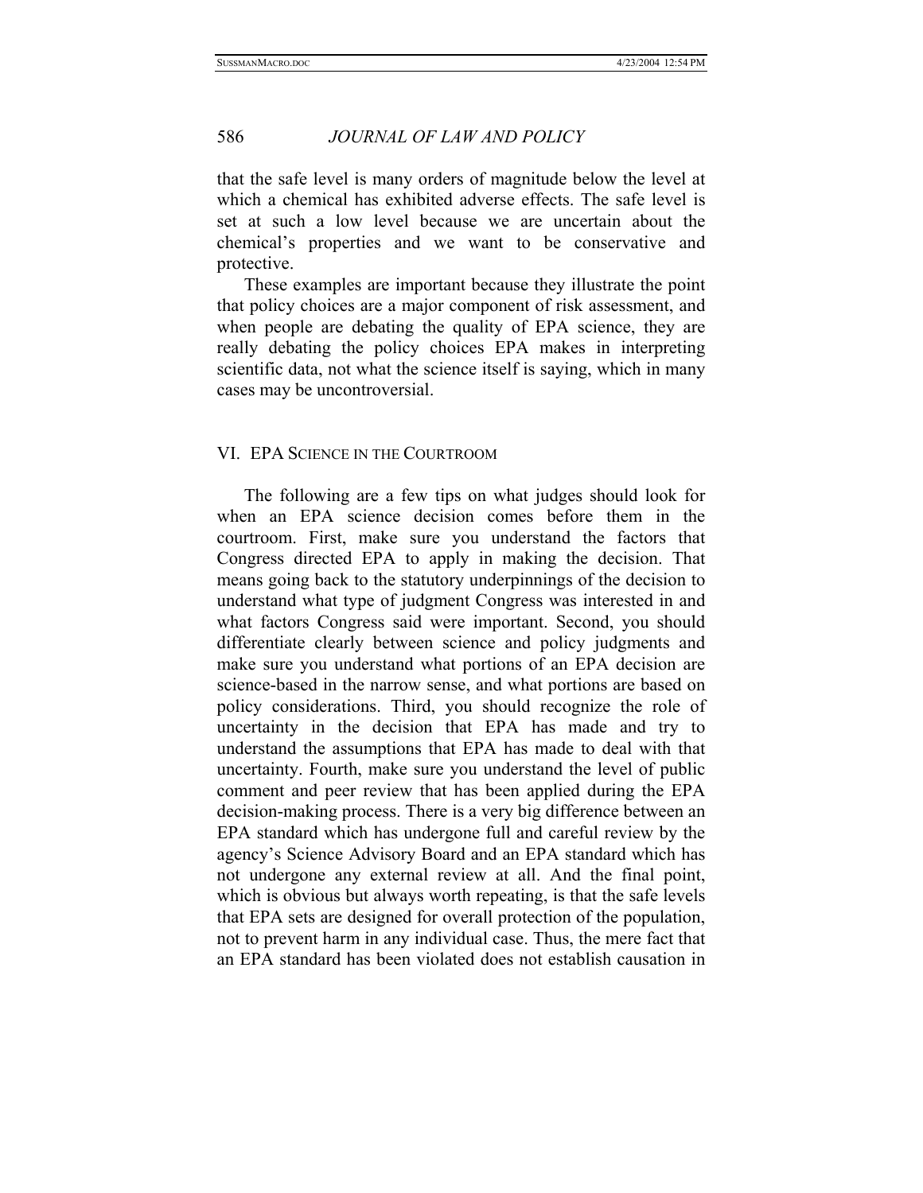that the safe level is many orders of magnitude below the level at which a chemical has exhibited adverse effects. The safe level is set at such a low level because we are uncertain about the chemical's properties and we want to be conservative and protective.

These examples are important because they illustrate the point that policy choices are a major component of risk assessment, and when people are debating the quality of EPA science, they are really debating the policy choices EPA makes in interpreting scientific data, not what the science itself is saying, which in many cases may be uncontroversial.

## VI. EPA SCIENCE IN THE COURTROOM

The following are a few tips on what judges should look for when an EPA science decision comes before them in the courtroom. First, make sure you understand the factors that Congress directed EPA to apply in making the decision. That means going back to the statutory underpinnings of the decision to understand what type of judgment Congress was interested in and what factors Congress said were important. Second, you should differentiate clearly between science and policy judgments and make sure you understand what portions of an EPA decision are science-based in the narrow sense, and what portions are based on policy considerations. Third, you should recognize the role of uncertainty in the decision that EPA has made and try to understand the assumptions that EPA has made to deal with that uncertainty. Fourth, make sure you understand the level of public comment and peer review that has been applied during the EPA decision-making process. There is a very big difference between an EPA standard which has undergone full and careful review by the agency's Science Advisory Board and an EPA standard which has not undergone any external review at all. And the final point, which is obvious but always worth repeating, is that the safe levels that EPA sets are designed for overall protection of the population, not to prevent harm in any individual case. Thus, the mere fact that an EPA standard has been violated does not establish causation in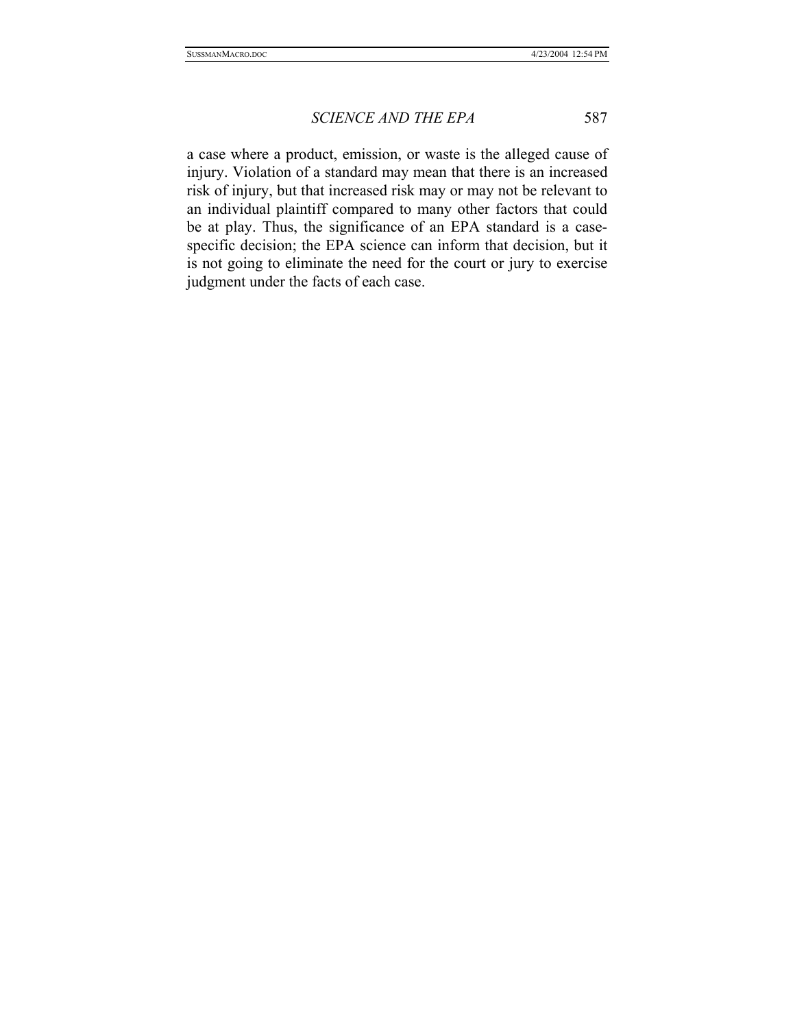a case where a product, emission, or waste is the alleged cause of injury. Violation of a standard may mean that there is an increased risk of injury, but that increased risk may or may not be relevant to an individual plaintiff compared to many other factors that could be at play. Thus, the significance of an EPA standard is a case-specific decision; the EPA science can inform that decision, but it is not going to eliminate the need for the court or jury to exercise judgment under the facts of each case.